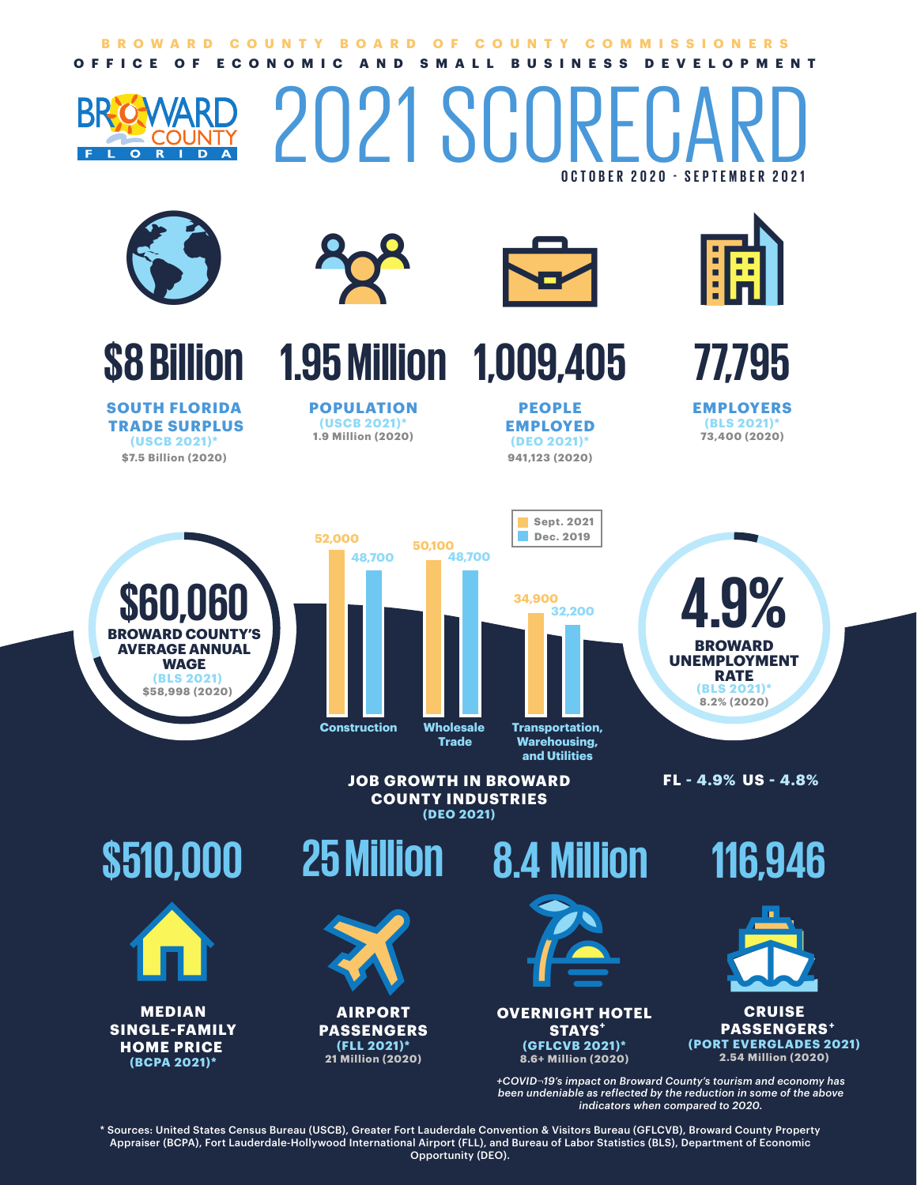BROWARD COUNTY BOARD OF COUNTY COMMISSIONERS

OFFICE OF ECONOMIC AND SMALL BUSINESS DEVELOPMENT

# 2021 SCORECARD

**OCTOBER 2020 - SEPTEMBER 2021**

## $8 Billion

**SOUTH FLORIDA TRADE SURPLUS**
(USCB 2021)*
$7.5 Billion (2020)

## 1.95 Million

**POPULATION**
(USCB 2021)*
1.9 Million (2020)

## 1,009,405

**PEOPLE EMPLOYED**
(DEO 2021)*
941,123 (2020)

## 77,795

**EMPLOYERS**
(BLS 2021)*
73,400 (2020)

## $60,060

**BROWARD COUNTY'S AVERAGE ANNUAL WAGE**
(BLS 2021)
$58,998 (2020)

### JOB GROWTH IN BROWARD COUNTY INDUSTRIES
(DEO 2021)

| Industry | Sept. 2021 | Dec. 2019 |
| --- | --- | --- |
| Construction | 52,000 | 48,700 |
| Wholesale Trade | 50,100 | 48,700 |
| Transportation, Warehousing, and Utilities | 34,900 | 32,200 |

## 4.9%

**BROWARD UNEMPLOYMENT RATE**
(BLS 2021)*
8.2% (2020)

FL - 4.9% US - 4.8%

## $510,000

**MEDIAN SINGLE-FAMILY HOME PRICE**
(BCPA 2021)*

## 25 Million

**AIRPORT PASSENGERS**
(FLL 2021)*
21 Million (2020)

## 8.4 Million

**OVERNIGHT HOTEL STAYS+**
(GFLCVB 2021)*
8.6+ Million (2020)

## 116,946

**CRUISE PASSENGERS+**
(PORT EVERGLADES 2021)
2.54 Million (2020)

*+COVID-19's impact on Broward County's tourism and economy has been undeniable as reflected by the reduction in some of the above indicators when compared to 2020.*

\* Sources: United States Census Bureau (USCB), Greater Fort Lauderdale Convention & Visitors Bureau (GFLCVB), Broward County Property Appraiser (BCPA), Fort Lauderdale-Hollywood International Airport (FLL), and Bureau of Labor Statistics (BLS), Department of Economic Opportunity (DEO).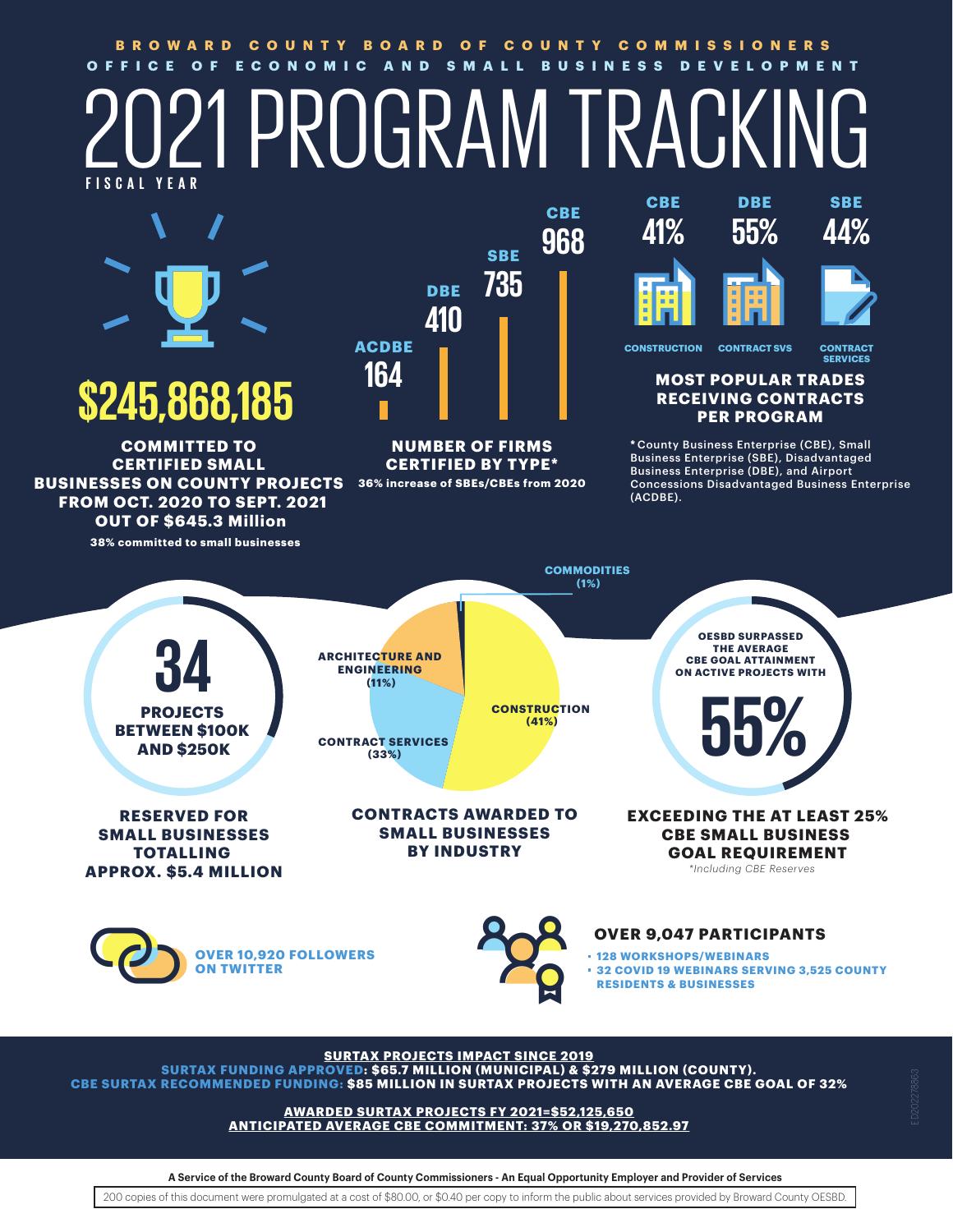BROWARD COUNTY BOARD OF COUNTY COMMISSIONERS

OFFICE OF ECONOMIC AND SMALL BUSINESS DEVELOPMENT

# 2021 PROGRAM TRACKING

FISCAL YEAR

## $245,868,185

**COMMITTED TO CERTIFIED SMALL BUSINESSES ON COUNTY PROJECTS FROM OCT. 2020 TO SEPT. 2021 OUT OF $645.3 Million**

38% committed to small businesses

ACDBE
164

DBE
410

SBE
735

CBE
968

**NUMBER OF FIRMS CERTIFIED BY TYPE***

36% increase of SBEs/CBEs from 2020

CBE 41% CONSTRUCTION

DBE 55% CONTRACT SVS

SBE 44% CONTRACT SERVICES

**MOST POPULAR TRADES RECEIVING CONTRACTS PER PROGRAM**

*County Business Enterprise (CBE), Small Business Enterprise (SBE), Disadvantaged Business Enterprise (DBE), and Airport Concessions Disadvantaged Business Enterprise (ACDBE).

## 34

**PROJECTS BETWEEN $100K AND $250K**

**RESERVED FOR SMALL BUSINESSES TOTALLING APPROX. $5.4 MILLION**

COMMODITIES (1%)

ARCHITECTURE AND ENGINEERING (11%)

CONSTRUCTION (41%)

CONTRACT SERVICES (33%)

**CONTRACTS AWARDED TO SMALL BUSINESSES BY INDUSTRY**

OESBD SURPASSED THE AVERAGE CBE GOAL ATTAINMENT ON ACTIVE PROJECTS WITH

## 55%

**EXCEEDING THE AT LEAST 25% CBE SMALL BUSINESS GOAL REQUIREMENT**

*Including CBE Reserves*

OVER 10,920 FOLLOWERS ON TWITTER

**OVER 9,047 PARTICIPANTS**

- 128 WORKSHOPS/WEBINARS
- 32 COVID 19 WEBINARS SERVING 3,525 COUNTY RESIDENTS & BUSINESSES

**SURTAX PROJECTS IMPACT SINCE 2019**

SURTAX FUNDING APPROVED: $65.7 MILLION (MUNICIPAL) & $279 MILLION (COUNTY).

CBE SURTAX RECOMMENDED FUNDING: $85 MILLION IN SURTAX PROJECTS WITH AN AVERAGE CBE GOAL OF 32%

**AWARDED SURTAX PROJECTS FY 2021=$52,125,650**

**ANTICIPATED AVERAGE CBE COMMITMENT: 37% OR $19,270,852.97**

A Service of the Broward County Board of County Commissioners - An Equal Opportunity Employer and Provider of Services

200 copies of this document were promulgated at a cost of $80.00, or $0.40 per copy to inform the public about services provided by Broward County OESBD.